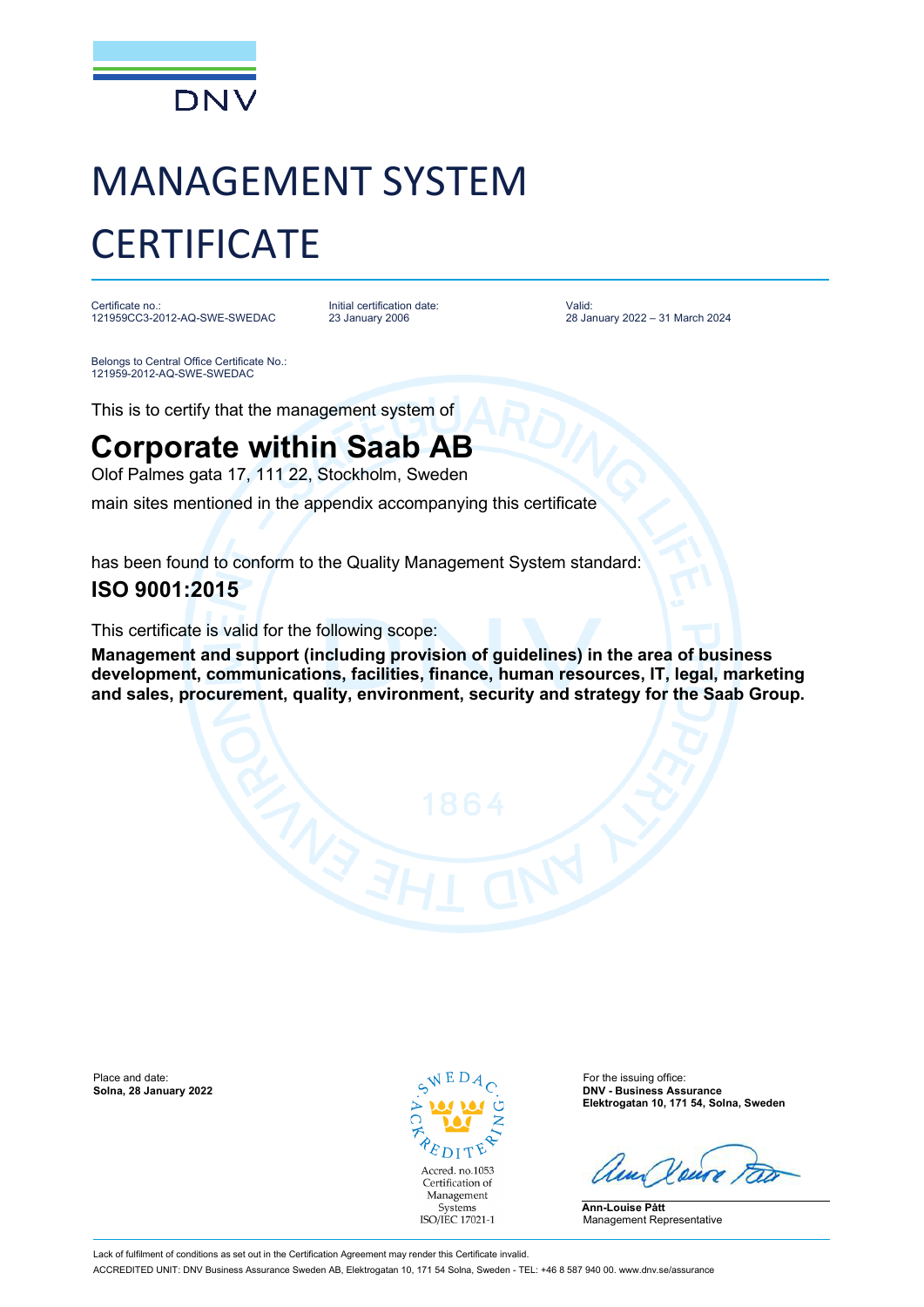DNV

# MANAGEMENT SYSTEM CERTIFICATE

Certificate no.:
121959CC3-2012-AQ-SWE-SWEDAC

Initial certification date:
23 January 2006

Valid:
28 January 2022 – 31 March 2024

Belongs to Central Office Certificate No.:
121959-2012-AQ-SWE-SWEDAC

This is to certify that the management system of

## Corporate within Saab AB

Olof Palmes gata 17, 111 22, Stockholm, Sweden

main sites mentioned in the appendix accompanying this certificate

has been found to conform to the Quality Management System standard:

## ISO 9001:2015

This certificate is valid for the following scope:

**Management and support (including provision of guidelines) in the area of business development, communications, facilities, finance, human resources, IT, legal, marketing and sales, procurement, quality, environment, security and strategy for the Saab Group.**

Place and date:
**Solna, 28 January 2022**

SWEDAC ACKREDITERING
Accred. no.1053
Certification of Management Systems
ISO/IEC 17021-1

For the issuing office:
**DNV - Business Assurance**
**Elektrogatan 10, 171 54, Solna, Sweden**

**Ann-Louise Pått**
Management Representative

Lack of fulfilment of conditions as set out in the Certification Agreement may render this Certificate invalid.

ACCREDITED UNIT: DNV Business Assurance Sweden AB, Elektrogatan 10, 171 54 Solna, Sweden - TEL: +46 8 587 940 00. www.dnv.se/assurance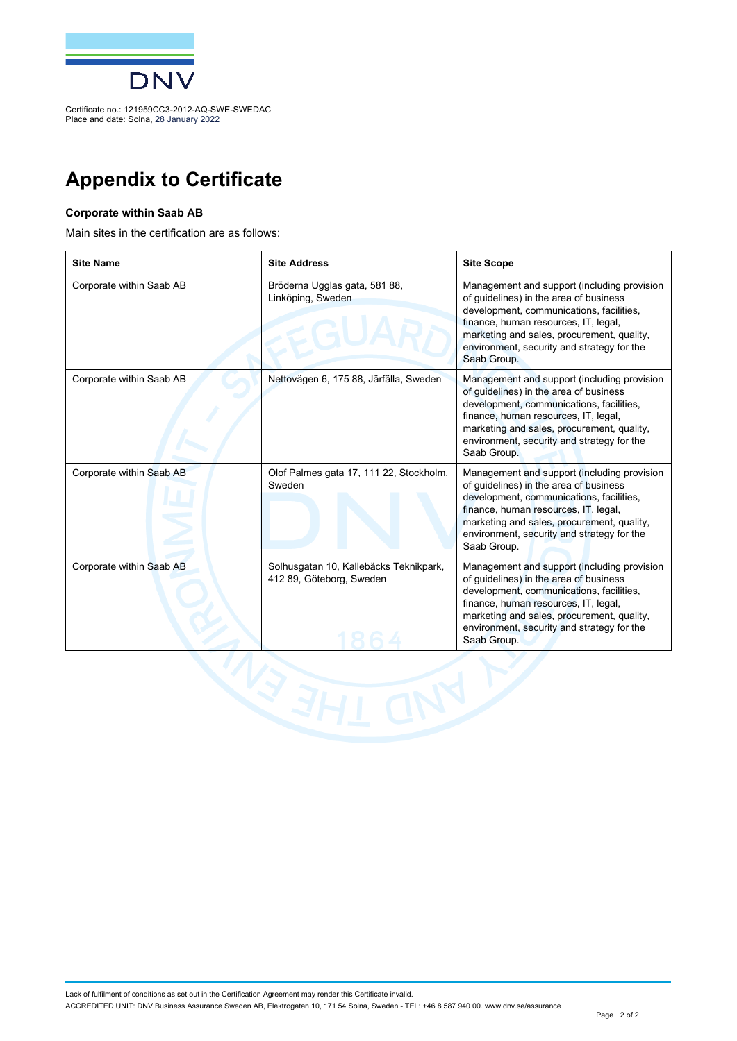Certificate no.: 121959CC3-2012-AQ-SWE-SWEDAC
Place and date: Solna, 28 January 2022

# Appendix to Certificate

**Corporate within Saab AB**

Main sites in the certification are as follows:

| Site Name | Site Address | Site Scope |
|---|---|---|
| Corporate within Saab AB | Bröderna Ugglas gata, 581 88, Linköping, Sweden | Management and support (including provision of guidelines) in the area of business development, communications, facilities, finance, human resources, IT, legal, marketing and sales, procurement, quality, environment, security and strategy for the Saab Group. |
| Corporate within Saab AB | Nettovägen 6, 175 88, Järfälla, Sweden | Management and support (including provision of guidelines) in the area of business development, communications, facilities, finance, human resources, IT, legal, marketing and sales, procurement, quality, environment, security and strategy for the Saab Group. |
| Corporate within Saab AB | Olof Palmes gata 17, 111 22, Stockholm, Sweden | Management and support (including provision of guidelines) in the area of business development, communications, facilities, finance, human resources, IT, legal, marketing and sales, procurement, quality, environment, security and strategy for the Saab Group. |
| Corporate within Saab AB | Solhusgatan 10, Kallebäcks Teknikpark, 412 89, Göteborg, Sweden | Management and support (including provision of guidelines) in the area of business development, communications, facilities, finance, human resources, IT, legal, marketing and sales, procurement, quality, environment, security and strategy for the Saab Group. |

Lack of fulfilment of conditions as set out in the Certification Agreement may render this Certificate invalid.

ACCREDITED UNIT: DNV Business Assurance Sweden AB, Elektrogatan 10, 171 54 Solna, Sweden - TEL: +46 8 587 940 00. www.dnv.se/assurance